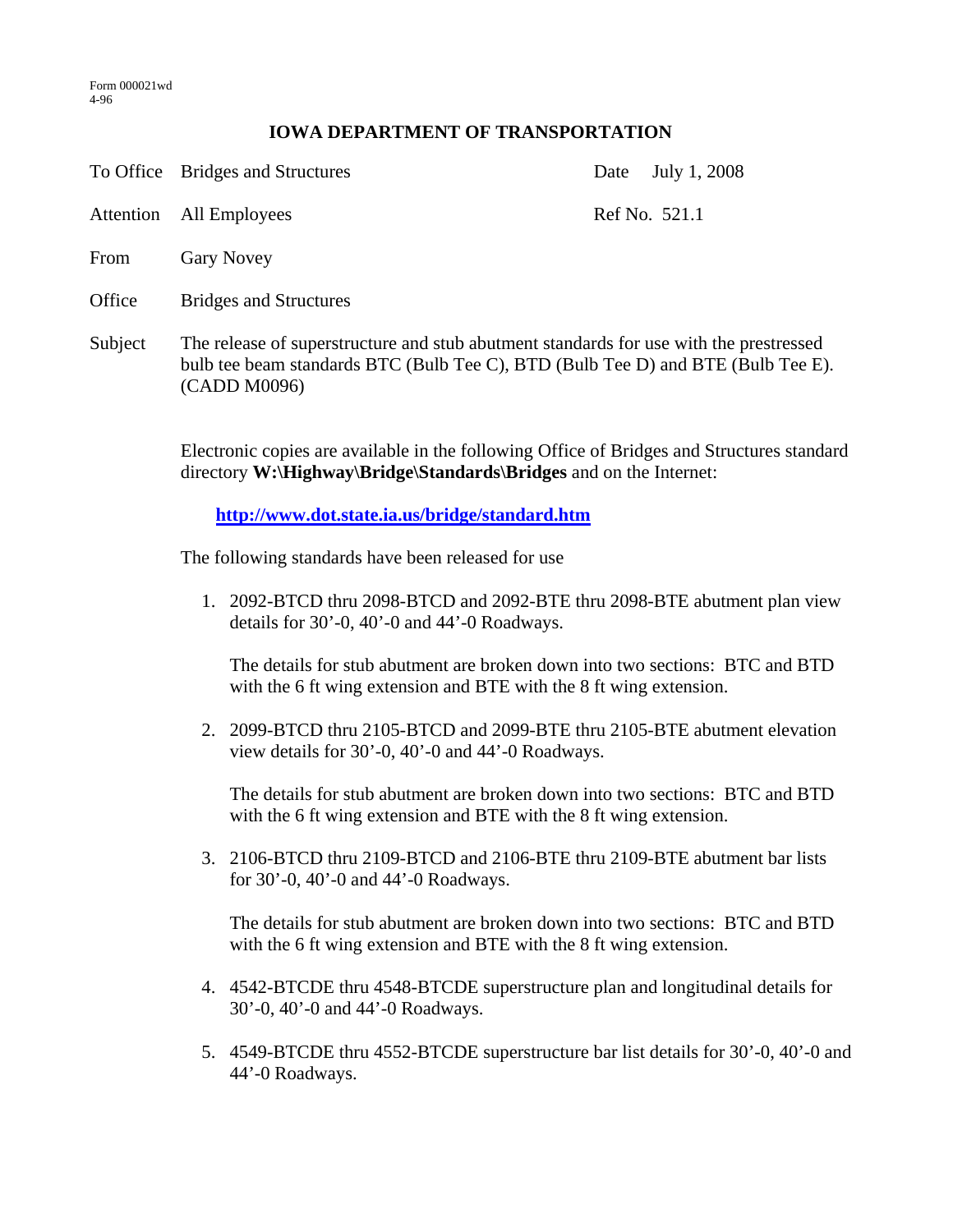Form 000021wd
4-96

# IOWA DEPARTMENT OF TRANSPORTATION

| | | | |
|---|---|---|---|
| To Office | Bridges and Structures | Date | July 1, 2008 |
| Attention | All Employees | Ref No. | 521.1 |
| From | Gary Novey | | |
| Office | Bridges and Structures | | |
| Subject | The release of superstructure and stub abutment standards for use with the prestressed bulb tee beam standards BTC (Bulb Tee C), BTD (Bulb Tee D) and BTE (Bulb Tee E). (CADD M0096) | | |

Electronic copies are available in the following Office of Bridges and Structures standard directory **W:\Highway\Bridge\Standards\Bridges** and on the Internet:

**http://www.dot.state.ia.us/bridge/standard.htm**

The following standards have been released for use

1. 2092-BTCD thru 2098-BTCD and 2092-BTE thru 2098-BTE abutment plan view details for 30'-0, 40'-0 and 44'-0 Roadways.

   The details for stub abutment are broken down into two sections: BTC and BTD with the 6 ft wing extension and BTE with the 8 ft wing extension.

2. 2099-BTCD thru 2105-BTCD and 2099-BTE thru 2105-BTE abutment elevation view details for 30'-0, 40'-0 and 44'-0 Roadways.

   The details for stub abutment are broken down into two sections: BTC and BTD with the 6 ft wing extension and BTE with the 8 ft wing extension.

3. 2106-BTCD thru 2109-BTCD and 2106-BTE thru 2109-BTE abutment bar lists for 30'-0, 40'-0 and 44'-0 Roadways.

   The details for stub abutment are broken down into two sections: BTC and BTD with the 6 ft wing extension and BTE with the 8 ft wing extension.

4. 4542-BTCDE thru 4548-BTCDE superstructure plan and longitudinal details for 30'-0, 40'-0 and 44'-0 Roadways.

5. 4549-BTCDE thru 4552-BTCDE superstructure bar list details for 30'-0, 40'-0 and 44'-0 Roadways.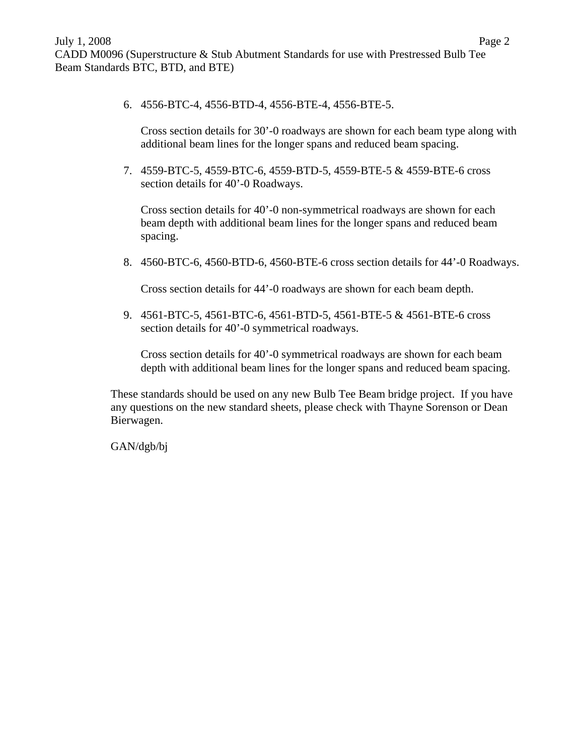6. 4556-BTC-4, 4556-BTD-4, 4556-BTE-4, 4556-BTE-5.

   Cross section details for 30'-0 roadways are shown for each beam type along with additional beam lines for the longer spans and reduced beam spacing.

7. 4559-BTC-5, 4559-BTC-6, 4559-BTD-5, 4559-BTE-5 & 4559-BTE-6 cross section details for 40'-0 Roadways.

   Cross section details for 40'-0 non-symmetrical roadways are shown for each beam depth with additional beam lines for the longer spans and reduced beam spacing.

8. 4560-BTC-6, 4560-BTD-6, 4560-BTE-6 cross section details for 44'-0 Roadways.

   Cross section details for 44'-0 roadways are shown for each beam depth.

9. 4561-BTC-5, 4561-BTC-6, 4561-BTD-5, 4561-BTE-5 & 4561-BTE-6 cross section details for 40'-0 symmetrical roadways.

   Cross section details for 40'-0 symmetrical roadways are shown for each beam depth with additional beam lines for the longer spans and reduced beam spacing.

These standards should be used on any new Bulb Tee Beam bridge project. If you have any questions on the new standard sheets, please check with Thayne Sorenson or Dean Bierwagen.

GAN/dgb/bj